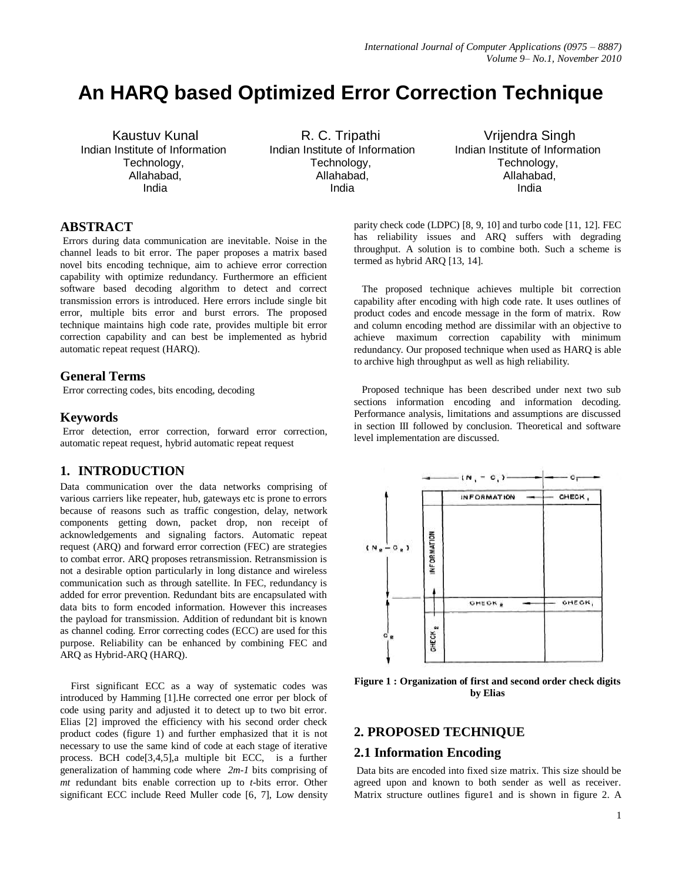# An HARQ based Optimized Error Correction Technique

Kaustuv Kunal
Indian Institute of Information Technology, Allahabad, India

R. C. Tripathi
Indian Institute of Information Technology, Allahabad, India

Vrijendra Singh
Indian Institute of Information Technology, Allahabad, India

## ABSTRACT

Errors during data communication are inevitable. Noise in the channel leads to bit error. The paper proposes a matrix based novel bits encoding technique, aim to achieve error correction capability with optimize redundancy. Furthermore an efficient software based decoding algorithm to detect and correct transmission errors is introduced. Here errors include single bit error, multiple bits error and burst errors. The proposed technique maintains high code rate, provides multiple bit error correction capability and can best be implemented as hybrid automatic repeat request (HARQ).

### General Terms

Error correcting codes, bits encoding, decoding

### Keywords

Error detection, error correction, forward error correction, automatic repeat request, hybrid automatic repeat request

## 1. INTRODUCTION

Data communication over the data networks comprising of various carriers like repeater, hub, gateways etc is prone to errors because of reasons such as traffic congestion, delay, network components getting down, packet drop, non receipt of acknowledgements and signaling factors. Automatic repeat request (ARQ) and forward error correction (FEC) are strategies to combat error. ARQ proposes retransmission. Retransmission is not a desirable option particularly in long distance and wireless communication such as through satellite. In FEC, redundancy is added for error prevention. Redundant bits are encapsulated with data bits to form encoded information. However this increases the payload for transmission. Addition of redundant bit is known as channel coding. Error correcting codes (ECC) are used for this purpose. Reliability can be enhanced by combining FEC and ARQ as Hybrid-ARQ (HARQ).

First significant ECC as a way of systematic codes was introduced by Hamming [1].He corrected one error per block of code using parity and adjusted it to detect up to two bit error. Elias [2] improved the efficiency with his second order check product codes (figure 1) and further emphasized that it is not necessary to use the same kind of code at each stage of iterative process. BCH code[3,4,5],a multiple bit ECC, is a further generalization of hamming code where *2m-1* bits comprising of *mt* redundant bits enable correction up to *t*-bits error. Other significant ECC include Reed Muller code [6, 7], Low density parity check code (LDPC) [8, 9, 10] and turbo code [11, 12]. FEC has reliability issues and ARQ suffers with degrading throughput. A solution is to combine both. Such a scheme is termed as hybrid ARQ [13, 14].

The proposed technique achieves multiple bit correction capability after encoding with high code rate. It uses outlines of product codes and encode message in the form of matrix. Row and column encoding method are dissimilar with an objective to achieve maximum correction capability with minimum redundancy. Our proposed technique when used as HARQ is able to archive high throughput as well as high reliability.

Proposed technique has been described under next two sub sections information encoding and information decoding. Performance analysis, limitations and assumptions are discussed in section III followed by conclusion. Theoretical and software level implementation are discussed.

**Figure 1 : Organization of first and second order check digits by Elias**

## 2. PROPOSED TECHNIQUE

### 2.1 Information Encoding

Data bits are encoded into fixed size matrix. This size should be agreed upon and known to both sender as well as receiver. Matrix structure outlines figure1 and is shown in figure 2. A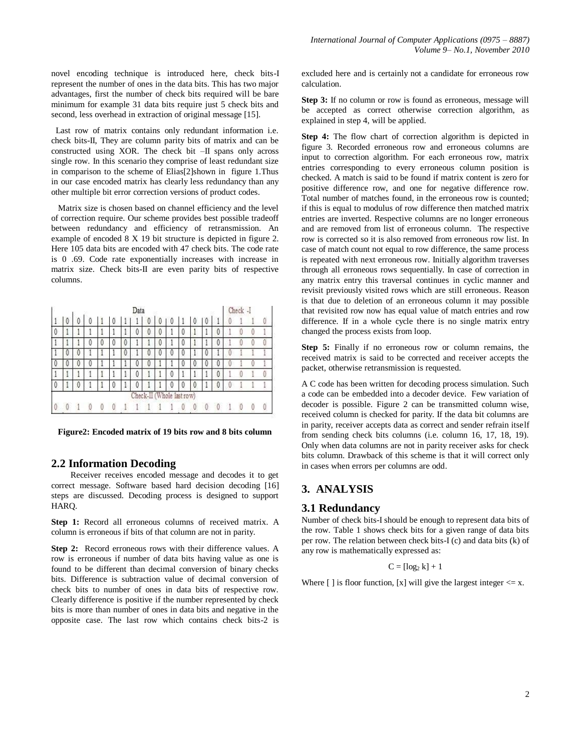novel encoding technique is introduced here, check bits-I represent the number of ones in the data bits. This has two major advantages, first the number of check bits required will be bare minimum for example 31 data bits require just 5 check bits and second, less overhead in extraction of original message [15].

Last row of matrix contains only redundant information i.e. check bits-II, They are column parity bits of matrix and can be constructed using XOR. The check bit –II spans only across single row. In this scenario they comprise of least redundant size in comparison to the scheme of Elias[2]shown in figure 1.Thus in our case encoded matrix has clearly less redundancy than any other multiple bit error correction versions of product codes.

Matrix size is chosen based on channel efficiency and the level of correction require. Our scheme provides best possible tradeoff between redundancy and efficiency of retransmission. An example of encoded 8 X 19 bit structure is depicted in figure 2. Here 105 data bits are encoded with 47 check bits. The code rate is 0 .69. Code rate exponentially increases with increase in matrix size. Check bits-II are even parity bits of respective columns.

| Data | | | | | | | | | | | | | | | Check -I | | | |
|---|---|---|---|---|---|---|---|---|---|---|---|---|---|---|---|---|---|---|
| 1 | 0 | 0 | 0 | 1 | 0 | 1 | 1 | 0 | 0 | 0 | 1 | 0 | 0 | 1 | 0 | 1 | 1 | 0 |
| 0 | 1 | 1 | 1 | 1 | 1 | 1 | 0 | 0 | 0 | 1 | 0 | 1 | 1 | 0 | 1 | 0 | 0 | 1 |
| 1 | 1 | 1 | 0 | 0 | 0 | 0 | 1 | 1 | 0 | 1 | 0 | 1 | 1 | 0 | 1 | 0 | 0 | 0 |
| 1 | 0 | 0 | 1 | 1 | 1 | 0 | 1 | 0 | 0 | 0 | 0 | 1 | 0 | 1 | 0 | 1 | 1 | 1 |
| 0 | 0 | 0 | 0 | 1 | 1 | 1 | 0 | 0 | 1 | 1 | 0 | 0 | 0 | 0 | 0 | 1 | 0 | 1 |
| 1 | 1 | 1 | 1 | 1 | 1 | 1 | 0 | 1 | 1 | 0 | 1 | 1 | 1 | 0 | 1 | 0 | 1 | 0 |
| 0 | 1 | 0 | 1 | 1 | 0 | 1 | 0 | 1 | 1 | 0 | 0 | 0 | 1 | 0 | 0 | 1 | 1 | 1 |
| Check-II (Whole last row) | | | | | | | | | | | | | | | | | | |
| 0 | 0 | 1 | 0 | 0 | 0 | 1 | 1 | 1 | 1 | 1 | 0 | 0 | 0 | 0 | 1 | 0 | 0 | 0 |

**Figure2: Encoded matrix of 19 bits row and 8 bits column**

## 2.2 Information Decoding

Receiver receives encoded message and decodes it to get correct message. Software based hard decision decoding [16] steps are discussed. Decoding process is designed to support HARQ.

**Step 1:** Record all erroneous columns of received matrix. A column is erroneous if bits of that column are not in parity.

**Step 2:** Record erroneous rows with their difference values. A row is erroneous if number of data bits having value as one is found to be different than decimal conversion of binary checks bits. Difference is subtraction value of decimal conversion of check bits to number of ones in data bits of respective row. Clearly difference is positive if the number represented by check bits is more than number of ones in data bits and negative in the opposite case. The last row which contains check bits-2 is excluded here and is certainly not a candidate for erroneous row calculation.

**Step 3:** If no column or row is found as erroneous, message will be accepted as correct otherwise correction algorithm, as explained in step 4, will be applied.

**Step 4:** The flow chart of correction algorithm is depicted in figure 3. Recorded erroneous row and erroneous columns are input to correction algorithm. For each erroneous row, matrix entries corresponding to every erroneous column position is checked. A match is said to be found if matrix content is zero for positive difference row, and one for negative difference row. Total number of matches found, in the erroneous row is counted; if this is equal to modulus of row difference then matched matrix entries are inverted. Respective columns are no longer erroneous and are removed from list of erroneous column. The respective row is corrected so it is also removed from erroneous row list. In case of match count not equal to row difference, the same process is repeated with next erroneous row. Initially algorithm traverses through all erroneous rows sequentially. In case of correction in any matrix entry this traversal continues in cyclic manner and revisit previously visited rows which are still erroneous. Reason is that due to deletion of an erroneous column it may possible that revisited row now has equal value of match entries and row difference. If in a whole cycle there is no single matrix entry changed the process exists from loop.

**Step 5:** Finally if no erroneous row or column remains, the received matrix is said to be corrected and receiver accepts the packet, otherwise retransmission is requested.

A C code has been written for decoding process simulation. Such a code can be embedded into a decoder device. Few variation of decoder is possible. Figure 2 can be transmitted column wise, received column is checked for parity. If the data bit columns are in parity, receiver accepts data as correct and sender refrain itself from sending check bits columns (i.e. column 16, 17, 18, 19). Only when data columns are not in parity receiver asks for check bits column. Drawback of this scheme is that it will correct only in cases when errors per columns are odd.

# 3. ANALYSIS

## 3.1 Redundancy

Number of check bits-I should be enough to represent data bits of the row. Table 1 shows check bits for a given range of data bits per row. The relation between check bits-I (c) and data bits (k) of any row is mathematically expressed as:

$$C = [\log_2 k] + 1$$

Where [ ] is floor function, [x] will give the largest integer <= x.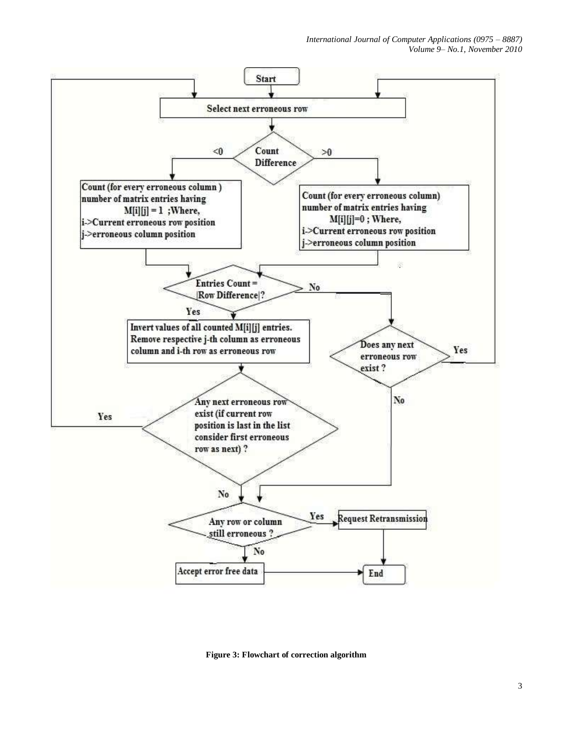Start

Select next erroneous row

Count Difference

<0

>0

Count (for every erroneous column ) number of matrix entries having M[i][j] = 1 ;Where,
i->Current erroneous row position
j->erroneous column position

Count (for every erroneous column) number of matrix entries having M[i][j]=0 ; Where,
i->Current erroneous row position
j->erroneous column position

Entries Count = |Row Difference|?

No

Yes

Invert values of all counted M[i][j] entries. Remove respective j-th column as erroneous column and i-th row as erroneous row

Does any next erroneous row exist ?

Yes

No

Any next erroneous row exist (if current row position is last in the list consider first erroneous row as next) ?

Yes

No

Any row or column still erroneous ?

Yes

Request Retransmission

No

Accept error free data

End

**Figure 3: Flowchart of correction algorithm**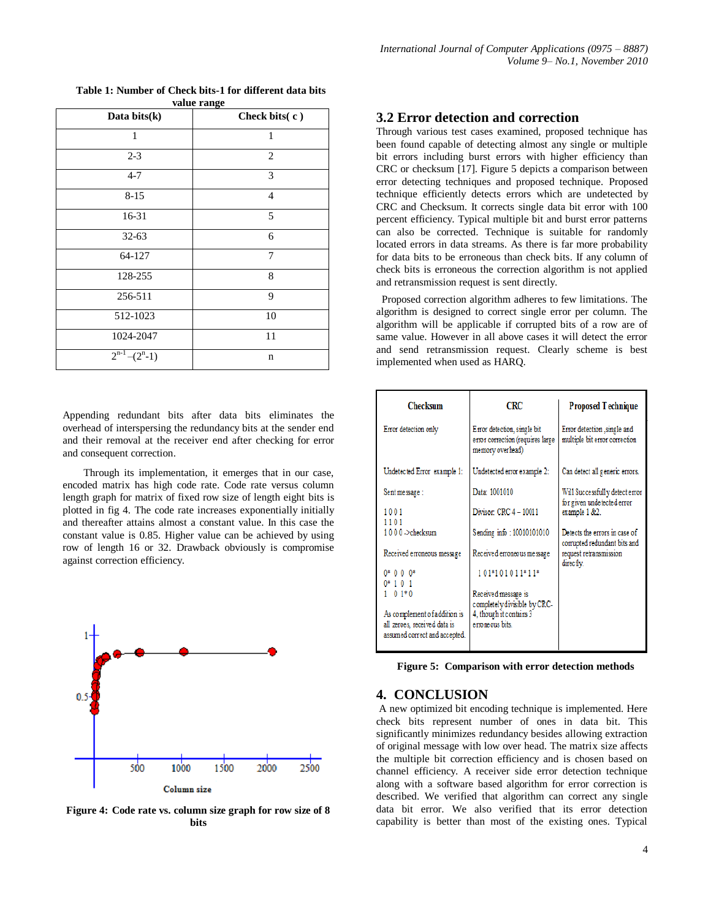**Table 1: Number of Check bits-1 for different data bits value range**

| Data bits(k) | Check bits( c ) |
|---|---|
| 1 | 1 |
| 2-3 | 2 |
| 4-7 | 3 |
| 8-15 | 4 |
| 16-31 | 5 |
| 32-63 | 6 |
| 64-127 | 7 |
| 128-255 | 8 |
| 256-511 | 9 |
| 512-1023 | 10 |
| 1024-2047 | 11 |
| $2^{n-1}$ –($2^n$-1) | n |

Appending redundant bits after data bits eliminates the overhead of interspersing the redundancy bits at the sender end and their removal at the receiver end after checking for error and consequent correction.

Through its implementation, it emerges that in our case, encoded matrix has high code rate. Code rate versus column length graph for matrix of fixed row size of length eight bits is plotted in fig 4. The code rate increases exponentially initially and thereafter attains almost a constant value. In this case the constant value is 0.85. Higher value can be achieved by using row of length 16 or 32. Drawback obviously is compromise against correction efficiency.

**Figure 4: Code rate vs. column size graph for row size of 8 bits**

## 3.2 Error detection and correction

Through various test cases examined, proposed technique has been found capable of detecting almost any single or multiple bit errors including burst errors with higher efficiency than CRC or checksum [17]. Figure 5 depicts a comparison between error detecting techniques and proposed technique. Proposed technique efficiently detects errors which are undetected by CRC and Checksum. It corrects single data bit error with 100 percent efficiency. Typical multiple bit and burst error patterns can also be corrected. Technique is suitable for randomly located errors in data streams. As there is far more probability for data bits to be erroneous than check bits. If any column of check bits is erroneous the correction algorithm is not applied and retransmission request is sent directly.

Proposed correction algorithm adheres to few limitations. The algorithm is designed to correct single error per column. The algorithm will be applicable if corrupted bits of a row are of same value. However in all above cases it will detect the error and send retransmission request. Clearly scheme is best implemented when used as HARQ.

| Checksum | CRC | Proposed Technique |
|---|---|---|
| Error detection only | Error detection, single bit error correction (requires large memory overhead) | Error detection ,single and multiple bit error correction |
| Undetected Error example 1: | Undetected error example 2: | Can detect all generic errors. |
| Sent message :<br>1 0 0 1<br>1 1 0 1<br>1 0 0 0 ->checksum | Data: 1001010<br>Divisor: CRC 4 – 10011<br>Sending info : 10010101010 | Will Successfully detect error for given undetected error example 1 &2. |
| Received erroneous message<br>0* 0 0 0*<br>0* 1 0 1<br>1 0 1* 0 | Received erroneous message<br>1 0 1*1 0 1 0 1 1* 1 1* | Detects the errors in case of corrupted redundant bits and request retransmission directly. |
| As complement of addition is all zeroes, received data is assumed correct and accepted. | Received message is completely divisible by CRC-4, though it contains 3 erroneous bits. | |

**Figure 5: Comparison with error detection methods**

## 4. CONCLUSION

A new optimized bit encoding technique is implemented. Here check bits represent number of ones in data bit. This significantly minimizes redundancy besides allowing extraction of original message with low over head. The matrix size affects the multiple bit correction efficiency and is chosen based on channel efficiency. A receiver side error detection technique along with a software based algorithm for error correction is described. We verified that algorithm can correct any single data bit error. We also verified that its error detection capability is better than most of the existing ones. Typical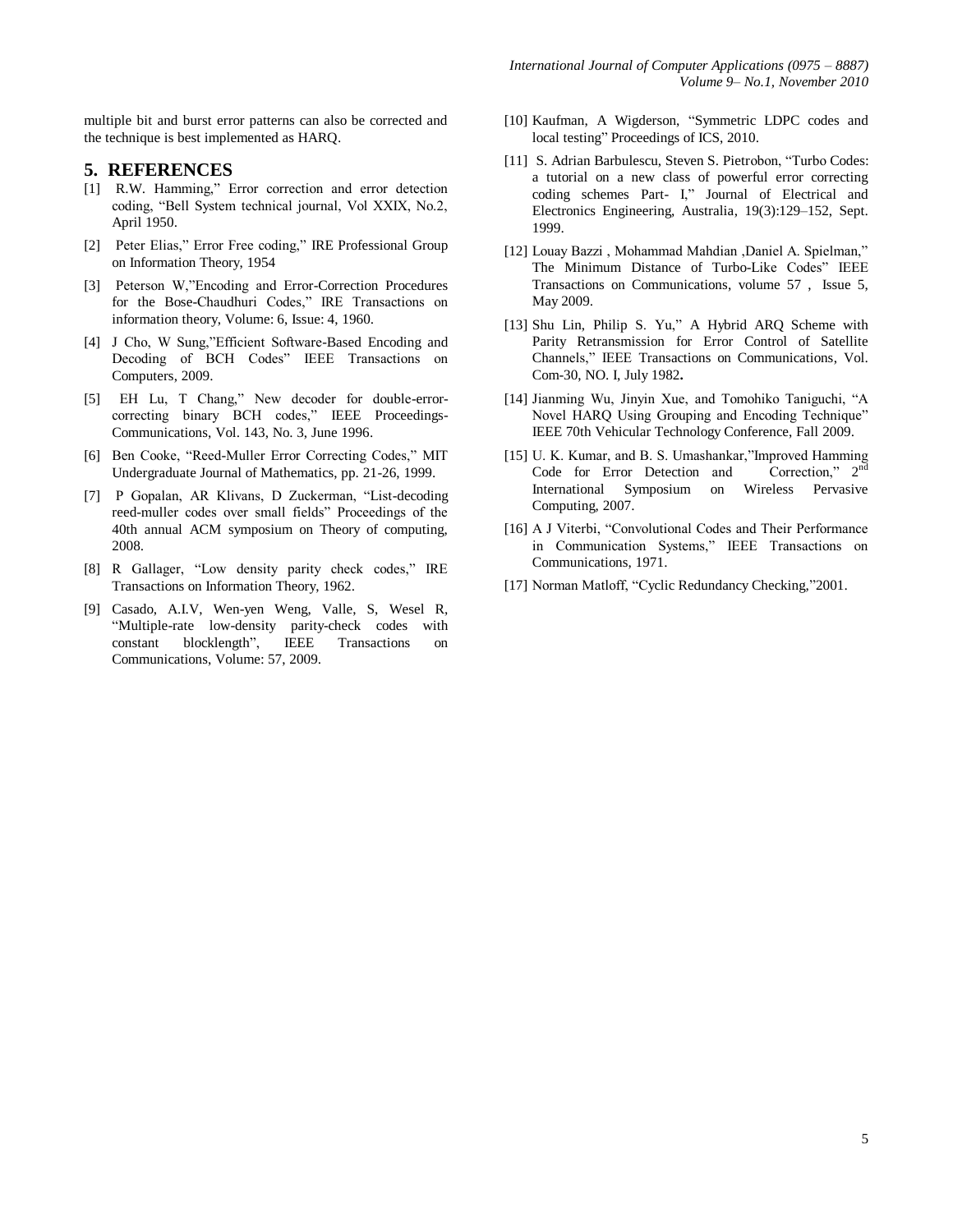multiple bit and burst error patterns can also be corrected and the technique is best implemented as HARQ.

## 5. REFERENCES

[1] R.W. Hamming," Error correction and error detection coding, "Bell System technical journal, Vol XXIX, No.2, April 1950.

[2] Peter Elias," Error Free coding," IRE Professional Group on Information Theory, 1954

[3] Peterson W,"Encoding and Error-Correction Procedures for the Bose-Chaudhuri Codes," IRE Transactions on information theory, Volume: 6, Issue: 4, 1960.

[4] J Cho, W Sung,"Efficient Software-Based Encoding and Decoding of BCH Codes" IEEE Transactions on Computers, 2009.

[5] EH Lu, T Chang," New decoder for double-error-correcting binary BCH codes," IEEE Proceedings-Communications, Vol. 143, No. 3, June 1996.

[6] Ben Cooke, "Reed-Muller Error Correcting Codes," MIT Undergraduate Journal of Mathematics, pp. 21-26, 1999.

[7] P Gopalan, AR Klivans, D Zuckerman, "List-decoding reed-muller codes over small fields" Proceedings of the 40th annual ACM symposium on Theory of computing, 2008.

[8] R Gallager, "Low density parity check codes," IRE Transactions on Information Theory, 1962.

[9] Casado, A.I.V, Wen-yen Weng, Valle, S, Wesel R, "Multiple-rate low-density parity-check codes with constant blocklength", IEEE Transactions on Communications, Volume: 57, 2009.

[10] Kaufman, A Wigderson, "Symmetric LDPC codes and local testing" Proceedings of ICS, 2010.

[11] S. Adrian Barbulescu, Steven S. Pietrobon, "Turbo Codes: a tutorial on a new class of powerful error correcting coding schemes Part- I," Journal of Electrical and Electronics Engineering, Australia, 19(3):129–152, Sept. 1999.

[12] Louay Bazzi , Mohammad Mahdian ,Daniel A. Spielman," The Minimum Distance of Turbo-Like Codes" IEEE Transactions on Communications, volume 57 , Issue 5, May 2009.

[13] Shu Lin, Philip S. Yu," A Hybrid ARQ Scheme with Parity Retransmission for Error Control of Satellite Channels," IEEE Transactions on Communications, Vol. Com-30, NO. I, July 1982.

[14] Jianming Wu, Jinyin Xue, and Tomohiko Taniguchi, "A Novel HARQ Using Grouping and Encoding Technique" IEEE 70th Vehicular Technology Conference, Fall 2009.

[15] U. K. Kumar, and B. S. Umashankar,"Improved Hamming Code for Error Detection and Correction," 2nd International Symposium on Wireless Pervasive Computing, 2007.

[16] A J Viterbi, "Convolutional Codes and Their Performance in Communication Systems," IEEE Transactions on Communications, 1971.

[17] Norman Matloff, "Cyclic Redundancy Checking,"2001.